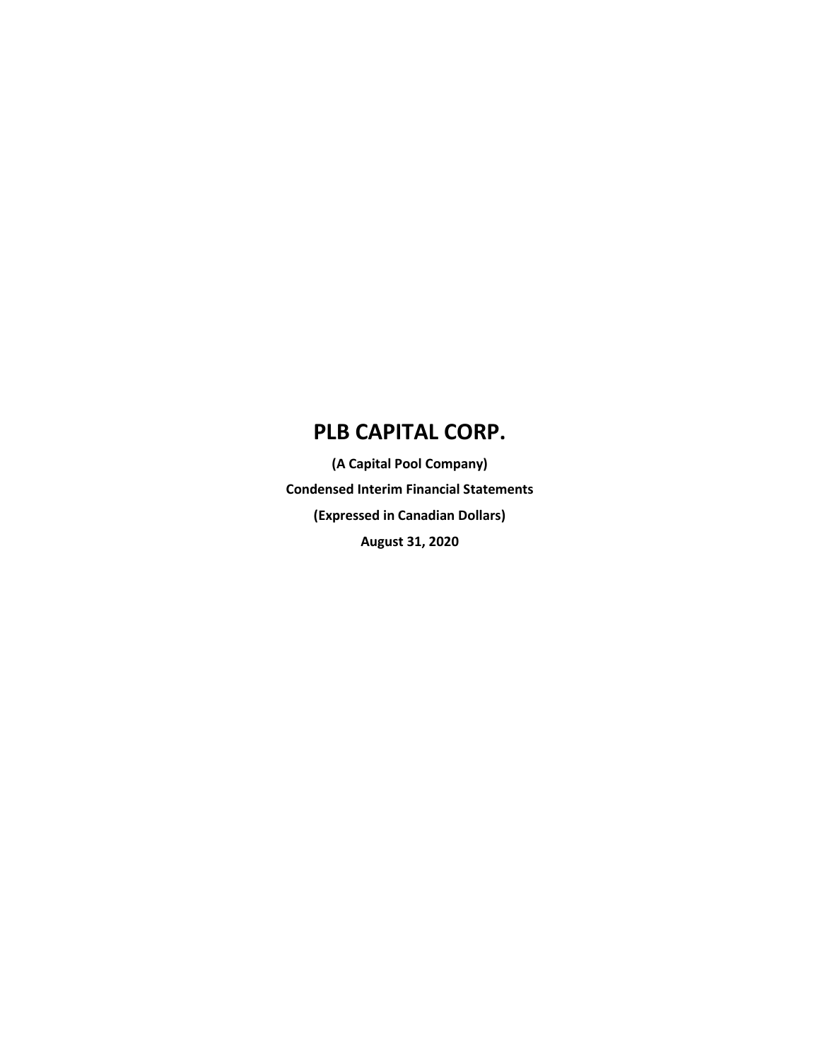# PLB CAPITAL CORP.

**(A Capital Pool Company)**

**Condensed Interim Financial Statements**

**(Expressed in Canadian Dollars)**

**August 31, 2020**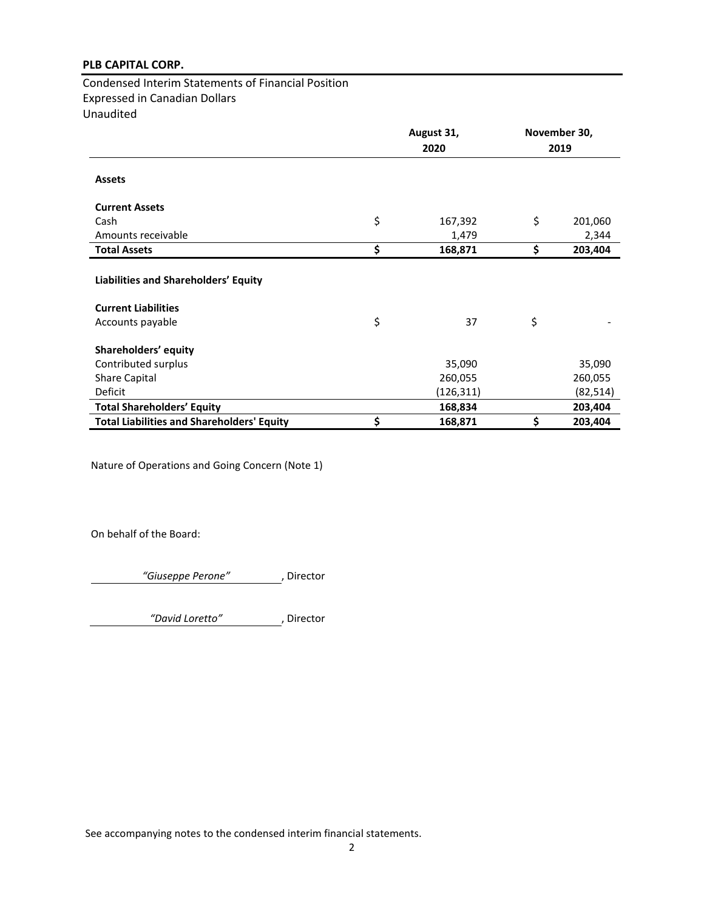**PLB CAPITAL CORP.**

Condensed Interim Statements of Financial Position
Expressed in Canadian Dollars
Unaudited

| | August 31, 2020 | November 30, 2019 |
|---|---|---|
| **Assets** | | |
| **Current Assets** | | |
| Cash | $ 167,392 | $ 201,060 |
| Amounts receivable | 1,479 | 2,344 |
| **Total Assets** | **$ 168,871** | **$ 203,404** |
| **Liabilities and Shareholders' Equity** | | |
| **Current Liabilities** | | |
| Accounts payable | $ 37 | $ - |
| **Shareholders' equity** | | |
| Contributed surplus | 35,090 | 35,090 |
| Share Capital | 260,055 | 260,055 |
| Deficit | (126,311) | (82,514) |
| **Total Shareholders' Equity** | **168,834** | **203,404** |
| **Total Liabilities and Shareholders' Equity** | **$ 168,871** | **$ 203,404** |

Nature of Operations and Going Concern (Note 1)

On behalf of the Board:

*"Giuseppe Perone"*, Director

*"David Loretto"*, Director

See accompanying notes to the condensed interim financial statements.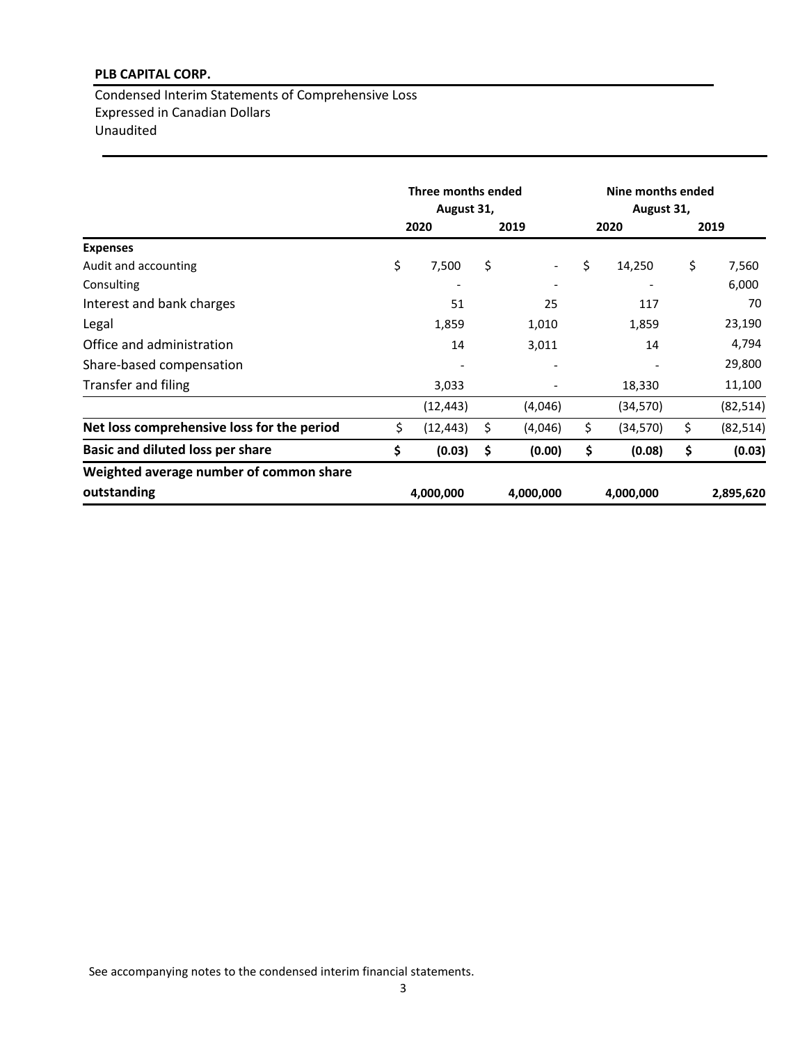**PLB CAPITAL CORP.**

Condensed Interim Statements of Comprehensive Loss
Expressed in Canadian Dollars
Unaudited

| | Three months ended August 31, | | Nine months ended August 31, | |
|---|---|---|---|---|
| | 2020 | 2019 | 2020 | 2019 |
| **Expenses** | | | | |
| Audit and accounting | $ 7,500 | $ - | $ 14,250 | $ 7,560 |
| Consulting | - | - | - | 6,000 |
| Interest and bank charges | 51 | 25 | 117 | 70 |
| Legal | 1,859 | 1,010 | 1,859 | 23,190 |
| Office and administration | 14 | 3,011 | 14 | 4,794 |
| Share-based compensation | - | - | - | 29,800 |
| Transfer and filing | 3,033 | - | 18,330 | 11,100 |
| | (12,443) | (4,046) | (34,570) | (82,514) |
| **Net loss comprehensive loss for the period** | $ (12,443) | $ (4,046) | $ (34,570) | $ (82,514) |
| **Basic and diluted loss per share** | **$ (0.03)** | **$ (0.00)** | **$ (0.08)** | **$ (0.03)** |
| **Weighted average number of common share outstanding** | **4,000,000** | **4,000,000** | **4,000,000** | **2,895,620** |

See accompanying notes to the condensed interim financial statements.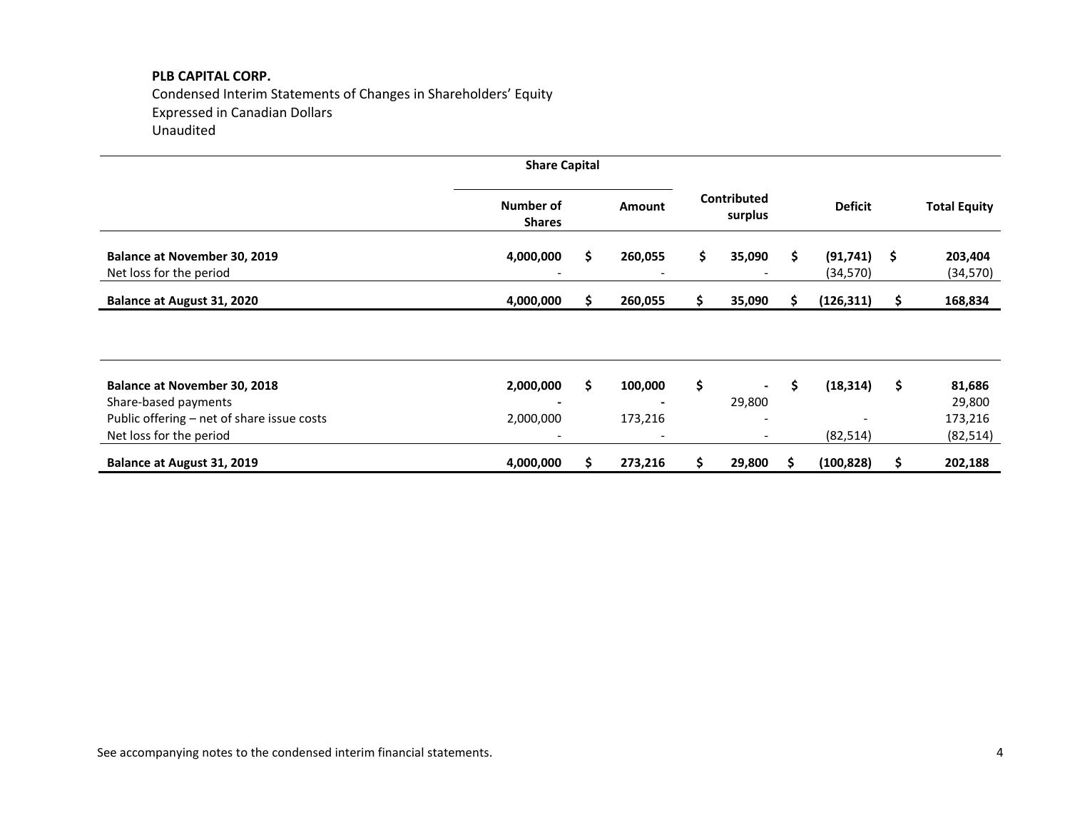**PLB CAPITAL CORP.**

Condensed Interim Statements of Changes in Shareholders' Equity

Expressed in Canadian Dollars

Unaudited

| | Share Capital | | | | |
|---|---|---|---|---|---|
| | Number of Shares | Amount | Contributed surplus | Deficit | Total Equity |
| **Balance at November 30, 2019** | **4,000,000** | **$ 260,055** | **$ 35,090** | **$ (91,741)** | **$ 203,404** |
| Net loss for the period | - | - | - | (34,570) | (34,570) |
| **Balance at August 31, 2020** | **4,000,000** | **$ 260,055** | **$ 35,090** | **$ (126,311)** | **$ 168,834** |
| | | | | | |
| **Balance at November 30, 2018** | **2,000,000** | **$ 100,000** | **$ -** | **$ (18,314)** | **$ 81,686** |
| Share-based payments | - | - | 29,800 | | 29,800 |
| Public offering – net of share issue costs | 2,000,000 | 173,216 | - | - | 173,216 |
| Net loss for the period | - | - | - | (82,514) | (82,514) |
| **Balance at August 31, 2019** | **4,000,000** | **$ 273,216** | **$ 29,800** | **$ (100,828)** | **$ 202,188** |

See accompanying notes to the condensed interim financial statements.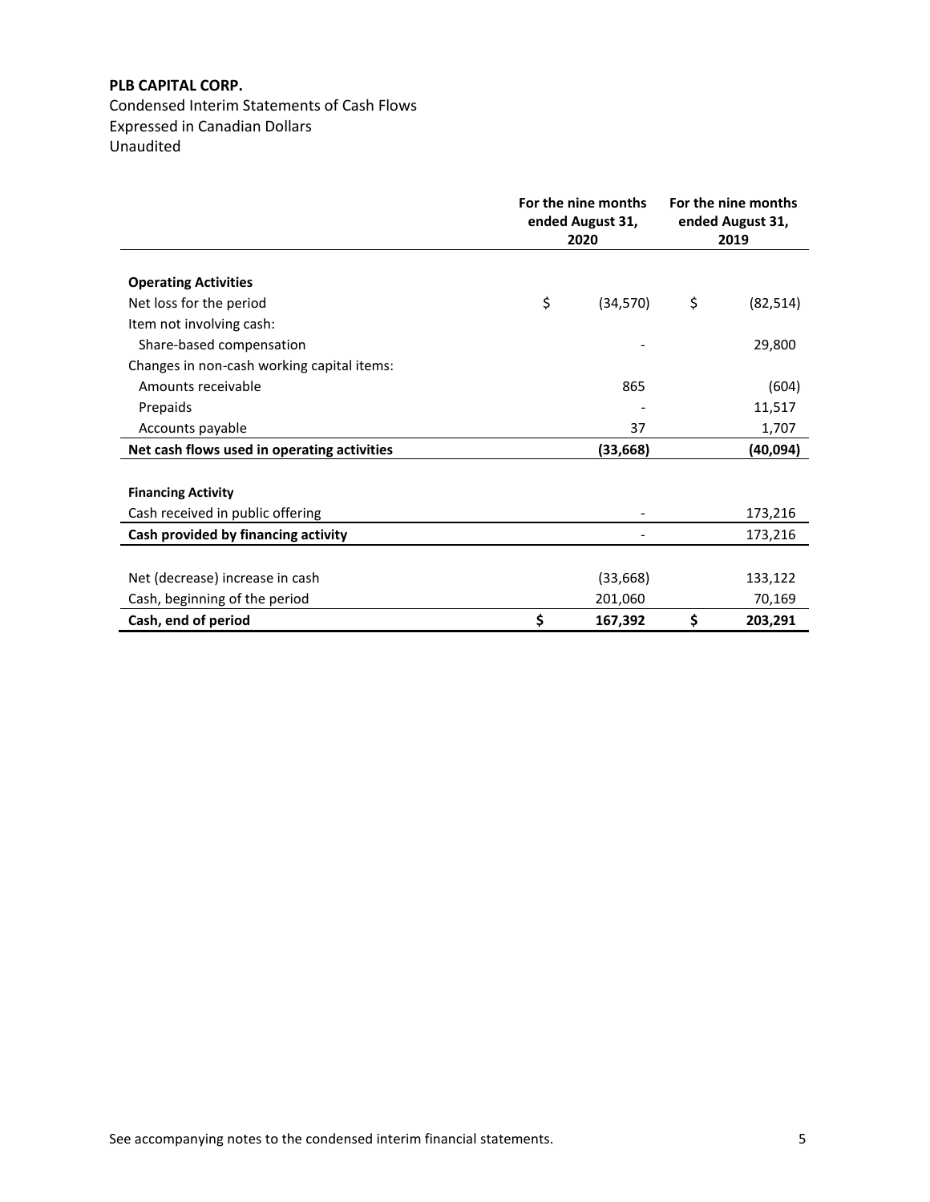**PLB CAPITAL CORP.**

Condensed Interim Statements of Cash Flows
Expressed in Canadian Dollars
Unaudited

| | For the nine months ended August 31, 2020 | For the nine months ended August 31, 2019 |
|---|---|---|
| **Operating Activities** | | |
| Net loss for the period | $ (34,570) | $ (82,514) |
| Item not involving cash: | | |
| Share-based compensation | - | 29,800 |
| Changes in non-cash working capital items: | | |
| Amounts receivable | 865 | (604) |
| Prepaids | - | 11,517 |
| Accounts payable | 37 | 1,707 |
| **Net cash flows used in operating activities** | **(33,668)** | **(40,094)** |
| **Financing Activity** | | |
| Cash received in public offering | - | 173,216 |
| **Cash provided by financing activity** | - | 173,216 |
| Net (decrease) increase in cash | (33,668) | 133,122 |
| Cash, beginning of the period | 201,060 | 70,169 |
| **Cash, end of period** | **$ 167,392** | **$ 203,291** |

See accompanying notes to the condensed interim financial statements.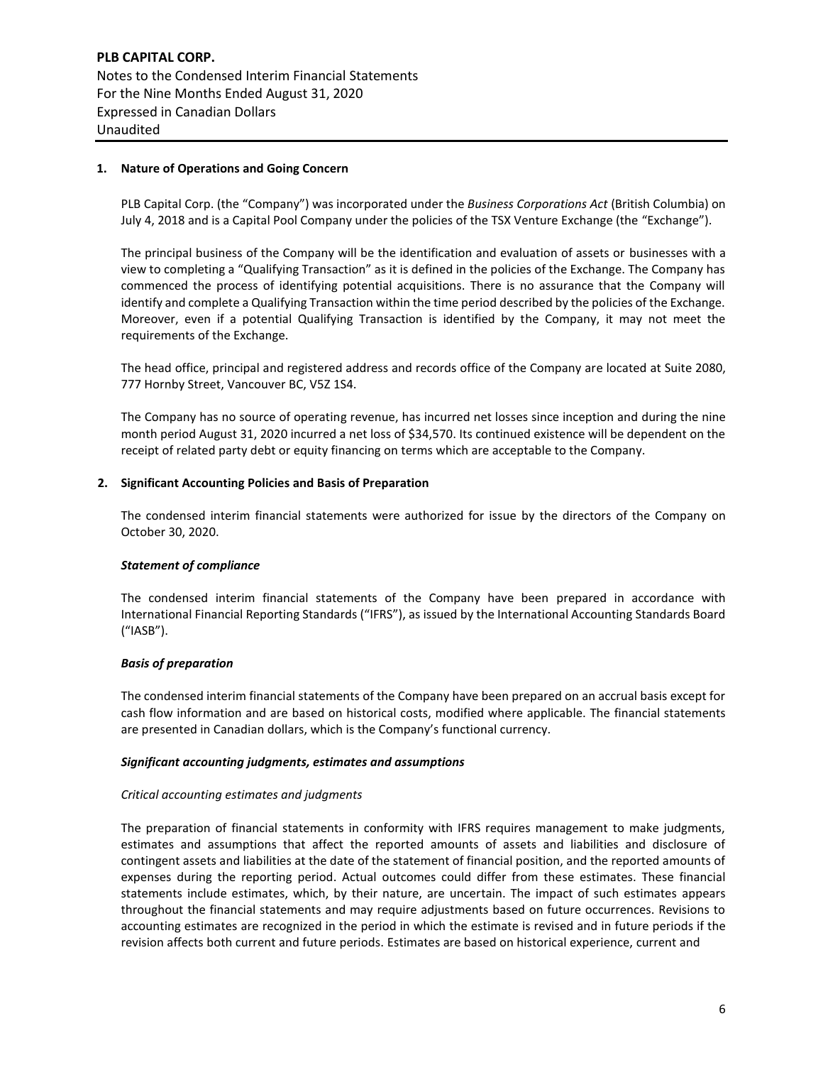## 1. Nature of Operations and Going Concern

PLB Capital Corp. (the "Company") was incorporated under the *Business Corporations Act* (British Columbia) on July 4, 2018 and is a Capital Pool Company under the policies of the TSX Venture Exchange (the "Exchange").

The principal business of the Company will be the identification and evaluation of assets or businesses with a view to completing a "Qualifying Transaction" as it is defined in the policies of the Exchange. The Company has commenced the process of identifying potential acquisitions. There is no assurance that the Company will identify and complete a Qualifying Transaction within the time period described by the policies of the Exchange. Moreover, even if a potential Qualifying Transaction is identified by the Company, it may not meet the requirements of the Exchange.

The head office, principal and registered address and records office of the Company are located at Suite 2080, 777 Hornby Street, Vancouver BC, V5Z 1S4.

The Company has no source of operating revenue, has incurred net losses since inception and during the nine month period August 31, 2020 incurred a net loss of $34,570. Its continued existence will be dependent on the receipt of related party debt or equity financing on terms which are acceptable to the Company.

## 2. Significant Accounting Policies and Basis of Preparation

The condensed interim financial statements were authorized for issue by the directors of the Company on October 30, 2020.

### *Statement of compliance*

The condensed interim financial statements of the Company have been prepared in accordance with International Financial Reporting Standards ("IFRS"), as issued by the International Accounting Standards Board ("IASB").

### *Basis of preparation*

The condensed interim financial statements of the Company have been prepared on an accrual basis except for cash flow information and are based on historical costs, modified where applicable. The financial statements are presented in Canadian dollars, which is the Company's functional currency.

### *Significant accounting judgments, estimates and assumptions*

*Critical accounting estimates and judgments*

The preparation of financial statements in conformity with IFRS requires management to make judgments, estimates and assumptions that affect the reported amounts of assets and liabilities and disclosure of contingent assets and liabilities at the date of the statement of financial position, and the reported amounts of expenses during the reporting period. Actual outcomes could differ from these estimates. These financial statements include estimates, which, by their nature, are uncertain. The impact of such estimates appears throughout the financial statements and may require adjustments based on future occurrences. Revisions to accounting estimates are recognized in the period in which the estimate is revised and in future periods if the revision affects both current and future periods. Estimates are based on historical experience, current and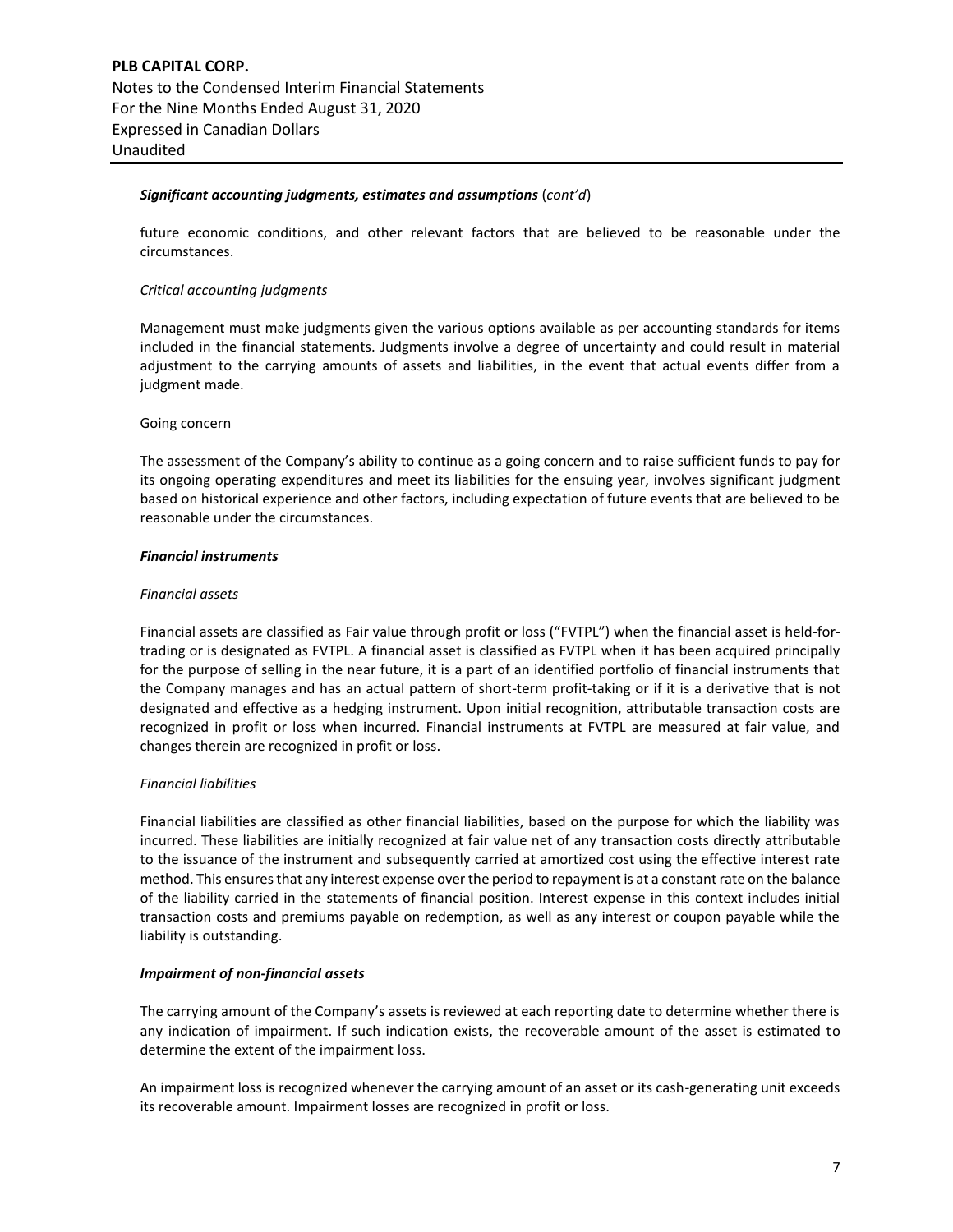***Significant accounting judgments, estimates and assumptions*** (*cont'd*)

future economic conditions, and other relevant factors that are believed to be reasonable under the circumstances.

*Critical accounting judgments*

Management must make judgments given the various options available as per accounting standards for items included in the financial statements. Judgments involve a degree of uncertainty and could result in material adjustment to the carrying amounts of assets and liabilities, in the event that actual events differ from a judgment made.

Going concern

The assessment of the Company's ability to continue as a going concern and to raise sufficient funds to pay for its ongoing operating expenditures and meet its liabilities for the ensuing year, involves significant judgment based on historical experience and other factors, including expectation of future events that are believed to be reasonable under the circumstances.

***Financial instruments***

*Financial assets*

Financial assets are classified as Fair value through profit or loss ("FVTPL") when the financial asset is held-for-trading or is designated as FVTPL. A financial asset is classified as FVTPL when it has been acquired principally for the purpose of selling in the near future, it is a part of an identified portfolio of financial instruments that the Company manages and has an actual pattern of short-term profit-taking or if it is a derivative that is not designated and effective as a hedging instrument. Upon initial recognition, attributable transaction costs are recognized in profit or loss when incurred. Financial instruments at FVTPL are measured at fair value, and changes therein are recognized in profit or loss.

*Financial liabilities*

Financial liabilities are classified as other financial liabilities, based on the purpose for which the liability was incurred. These liabilities are initially recognized at fair value net of any transaction costs directly attributable to the issuance of the instrument and subsequently carried at amortized cost using the effective interest rate method. This ensures that any interest expense over the period to repayment is at a constant rate on the balance of the liability carried in the statements of financial position. Interest expense in this context includes initial transaction costs and premiums payable on redemption, as well as any interest or coupon payable while the liability is outstanding.

***Impairment of non-financial assets***

The carrying amount of the Company's assets is reviewed at each reporting date to determine whether there is any indication of impairment. If such indication exists, the recoverable amount of the asset is estimated to determine the extent of the impairment loss.

An impairment loss is recognized whenever the carrying amount of an asset or its cash-generating unit exceeds its recoverable amount. Impairment losses are recognized in profit or loss.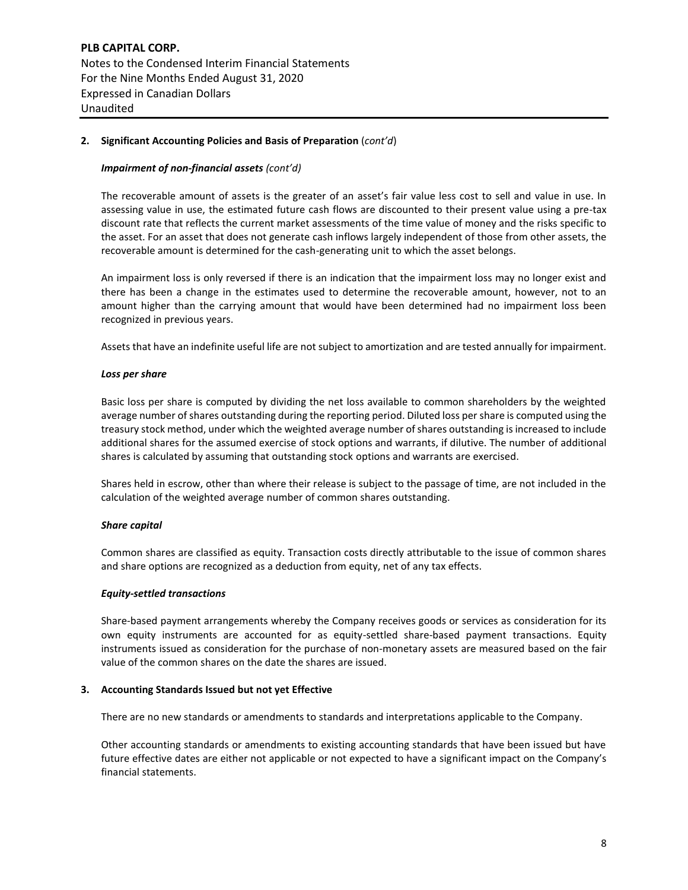**2. Significant Accounting Policies and Basis of Preparation** (*cont'd*)

***Impairment of non-financial assets (cont'd)***

The recoverable amount of assets is the greater of an asset's fair value less cost to sell and value in use. In assessing value in use, the estimated future cash flows are discounted to their present value using a pre-tax discount rate that reflects the current market assessments of the time value of money and the risks specific to the asset. For an asset that does not generate cash inflows largely independent of those from other assets, the recoverable amount is determined for the cash-generating unit to which the asset belongs.

An impairment loss is only reversed if there is an indication that the impairment loss may no longer exist and there has been a change in the estimates used to determine the recoverable amount, however, not to an amount higher than the carrying amount that would have been determined had no impairment loss been recognized in previous years.

Assets that have an indefinite useful life are not subject to amortization and are tested annually for impairment.

***Loss per share***

Basic loss per share is computed by dividing the net loss available to common shareholders by the weighted average number of shares outstanding during the reporting period. Diluted loss per share is computed using the treasury stock method, under which the weighted average number of shares outstanding is increased to include additional shares for the assumed exercise of stock options and warrants, if dilutive. The number of additional shares is calculated by assuming that outstanding stock options and warrants are exercised.

Shares held in escrow, other than where their release is subject to the passage of time, are not included in the calculation of the weighted average number of common shares outstanding.

***Share capital***

Common shares are classified as equity. Transaction costs directly attributable to the issue of common shares and share options are recognized as a deduction from equity, net of any tax effects.

***Equity-settled transactions***

Share-based payment arrangements whereby the Company receives goods or services as consideration for its own equity instruments are accounted for as equity-settled share-based payment transactions. Equity instruments issued as consideration for the purchase of non-monetary assets are measured based on the fair value of the common shares on the date the shares are issued.

**3. Accounting Standards Issued but not yet Effective**

There are no new standards or amendments to standards and interpretations applicable to the Company.

Other accounting standards or amendments to existing accounting standards that have been issued but have future effective dates are either not applicable or not expected to have a significant impact on the Company's financial statements.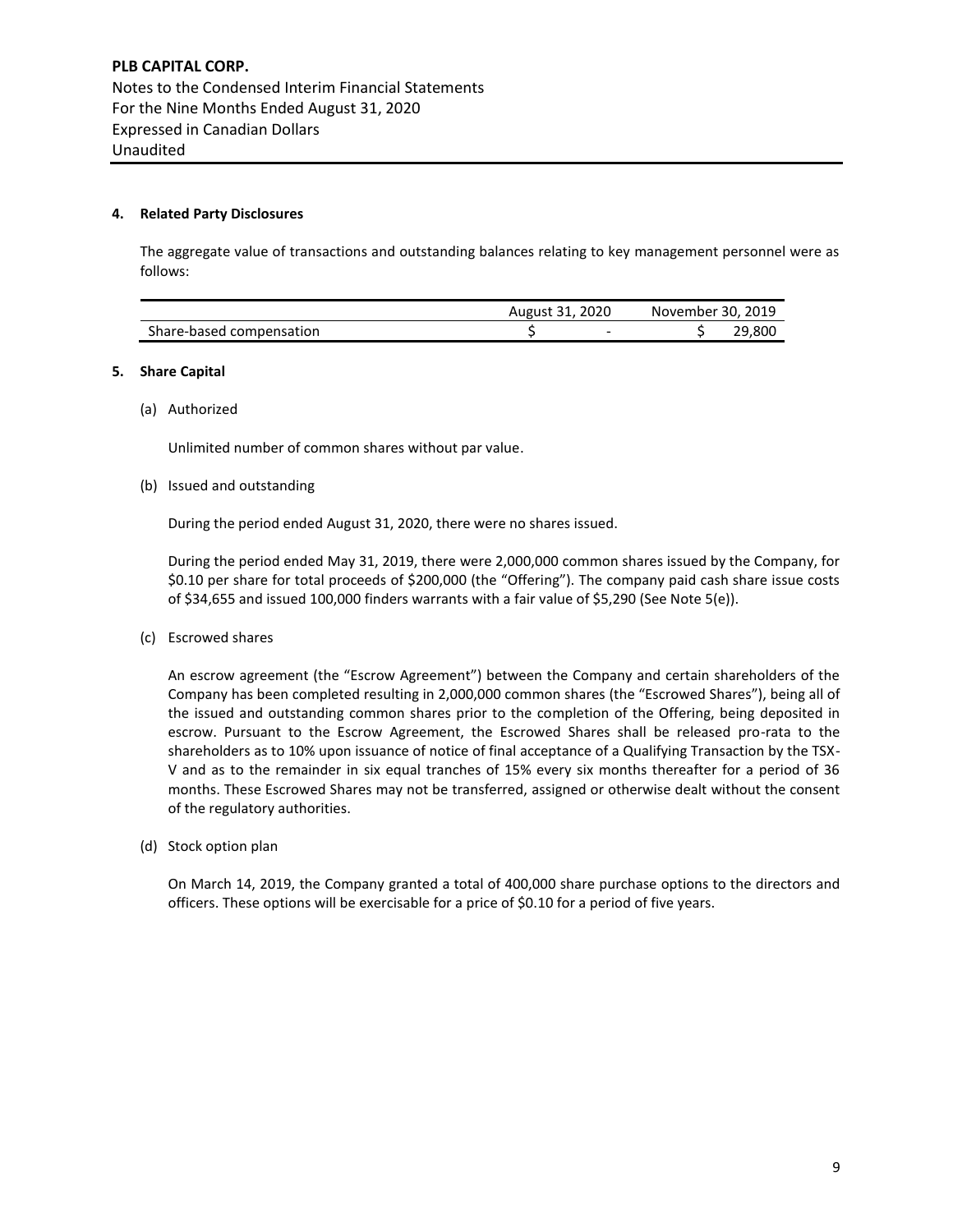#### 4. Related Party Disclosures

The aggregate value of transactions and outstanding balances relating to key management personnel were as follows:

| | August 31, 2020 | November 30, 2019 |
|---|---|---|
| Share-based compensation | $ - | $ 29,800 |

#### 5. Share Capital

(a) Authorized

Unlimited number of common shares without par value.

(b) Issued and outstanding

During the period ended August 31, 2020, there were no shares issued.

During the period ended May 31, 2019, there were 2,000,000 common shares issued by the Company, for $0.10 per share for total proceeds of $200,000 (the "Offering"). The company paid cash share issue costs of $34,655 and issued 100,000 finders warrants with a fair value of $5,290 (See Note 5(e)).

(c) Escrowed shares

An escrow agreement (the "Escrow Agreement") between the Company and certain shareholders of the Company has been completed resulting in 2,000,000 common shares (the "Escrowed Shares"), being all of the issued and outstanding common shares prior to the completion of the Offering, being deposited in escrow. Pursuant to the Escrow Agreement, the Escrowed Shares shall be released pro-rata to the shareholders as to 10% upon issuance of notice of final acceptance of a Qualifying Transaction by the TSX-V and as to the remainder in six equal tranches of 15% every six months thereafter for a period of 36 months. These Escrowed Shares may not be transferred, assigned or otherwise dealt without the consent of the regulatory authorities.

(d) Stock option plan

On March 14, 2019, the Company granted a total of 400,000 share purchase options to the directors and officers. These options will be exercisable for a price of $0.10 for a period of five years.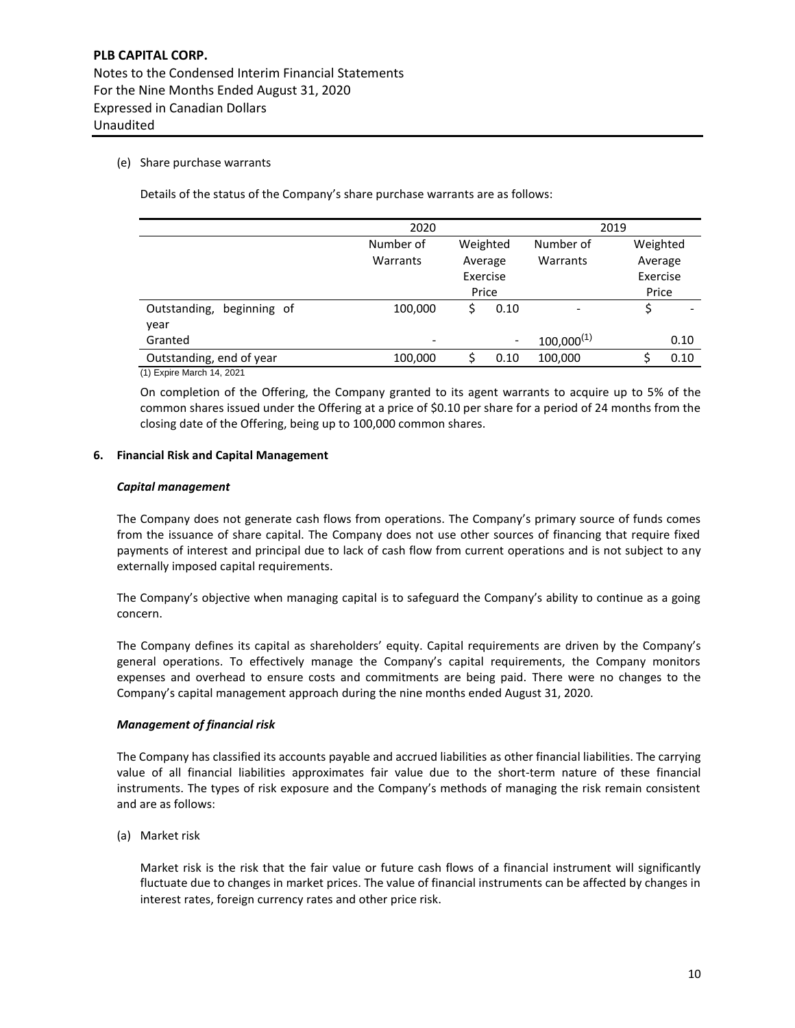(e) Share purchase warrants

Details of the status of the Company's share purchase warrants are as follows:

| | 2020 | | 2019 | |
|---|---|---|---|---|
| | Number of Warrants | Weighted Average Exercise Price | Number of Warrants | Weighted Average Exercise Price |
| Outstanding, beginning of year | 100,000 | $ 0.10 | - | $ - |
| Granted | - | - | 100,000[(1)] | 0.10 |
| Outstanding, end of year | 100,000 | $ 0.10 | 100,000 | $ 0.10 |

(1) Expire March 14, 2021

On completion of the Offering, the Company granted to its agent warrants to acquire up to 5% of the common shares issued under the Offering at a price of $0.10 per share for a period of 24 months from the closing date of the Offering, being up to 100,000 common shares.

## 6. Financial Risk and Capital Management

***Capital management***

The Company does not generate cash flows from operations. The Company's primary source of funds comes from the issuance of share capital. The Company does not use other sources of financing that require fixed payments of interest and principal due to lack of cash flow from current operations and is not subject to any externally imposed capital requirements.

The Company's objective when managing capital is to safeguard the Company's ability to continue as a going concern.

The Company defines its capital as shareholders' equity. Capital requirements are driven by the Company's general operations. To effectively manage the Company's capital requirements, the Company monitors expenses and overhead to ensure costs and commitments are being paid. There were no changes to the Company's capital management approach during the nine months ended August 31, 2020.

***Management of financial risk***

The Company has classified its accounts payable and accrued liabilities as other financial liabilities. The carrying value of all financial liabilities approximates fair value due to the short-term nature of these financial instruments. The types of risk exposure and the Company's methods of managing the risk remain consistent and are as follows:

(a) Market risk

Market risk is the risk that the fair value or future cash flows of a financial instrument will significantly fluctuate due to changes in market prices. The value of financial instruments can be affected by changes in interest rates, foreign currency rates and other price risk.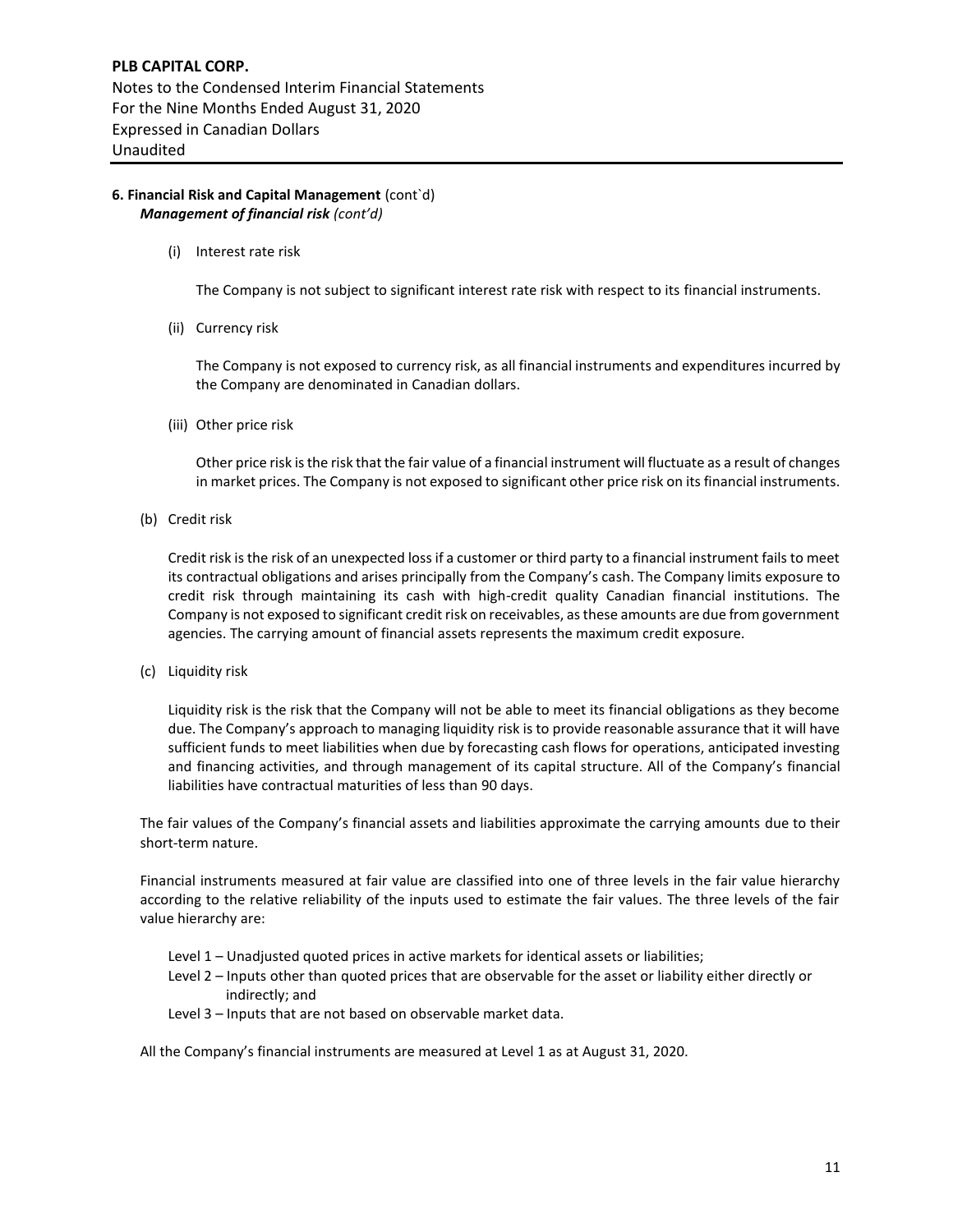### 6. Financial Risk and Capital Management (cont`d)

***Management of financial risk (cont'd)***

(i) Interest rate risk

The Company is not subject to significant interest rate risk with respect to its financial instruments.

(ii) Currency risk

The Company is not exposed to currency risk, as all financial instruments and expenditures incurred by the Company are denominated in Canadian dollars.

(iii) Other price risk

Other price risk is the risk that the fair value of a financial instrument will fluctuate as a result of changes in market prices. The Company is not exposed to significant other price risk on its financial instruments.

(b) Credit risk

Credit risk is the risk of an unexpected loss if a customer or third party to a financial instrument fails to meet its contractual obligations and arises principally from the Company's cash. The Company limits exposure to credit risk through maintaining its cash with high-credit quality Canadian financial institutions. The Company is not exposed to significant credit risk on receivables, as these amounts are due from government agencies. The carrying amount of financial assets represents the maximum credit exposure.

(c) Liquidity risk

Liquidity risk is the risk that the Company will not be able to meet its financial obligations as they become due. The Company's approach to managing liquidity risk is to provide reasonable assurance that it will have sufficient funds to meet liabilities when due by forecasting cash flows for operations, anticipated investing and financing activities, and through management of its capital structure. All of the Company's financial liabilities have contractual maturities of less than 90 days.

The fair values of the Company's financial assets and liabilities approximate the carrying amounts due to their short-term nature.

Financial instruments measured at fair value are classified into one of three levels in the fair value hierarchy according to the relative reliability of the inputs used to estimate the fair values. The three levels of the fair value hierarchy are:

Level 1 – Unadjusted quoted prices in active markets for identical assets or liabilities;
Level 2 – Inputs other than quoted prices that are observable for the asset or liability either directly or indirectly; and
Level 3 – Inputs that are not based on observable market data.

All the Company's financial instruments are measured at Level 1 as at August 31, 2020.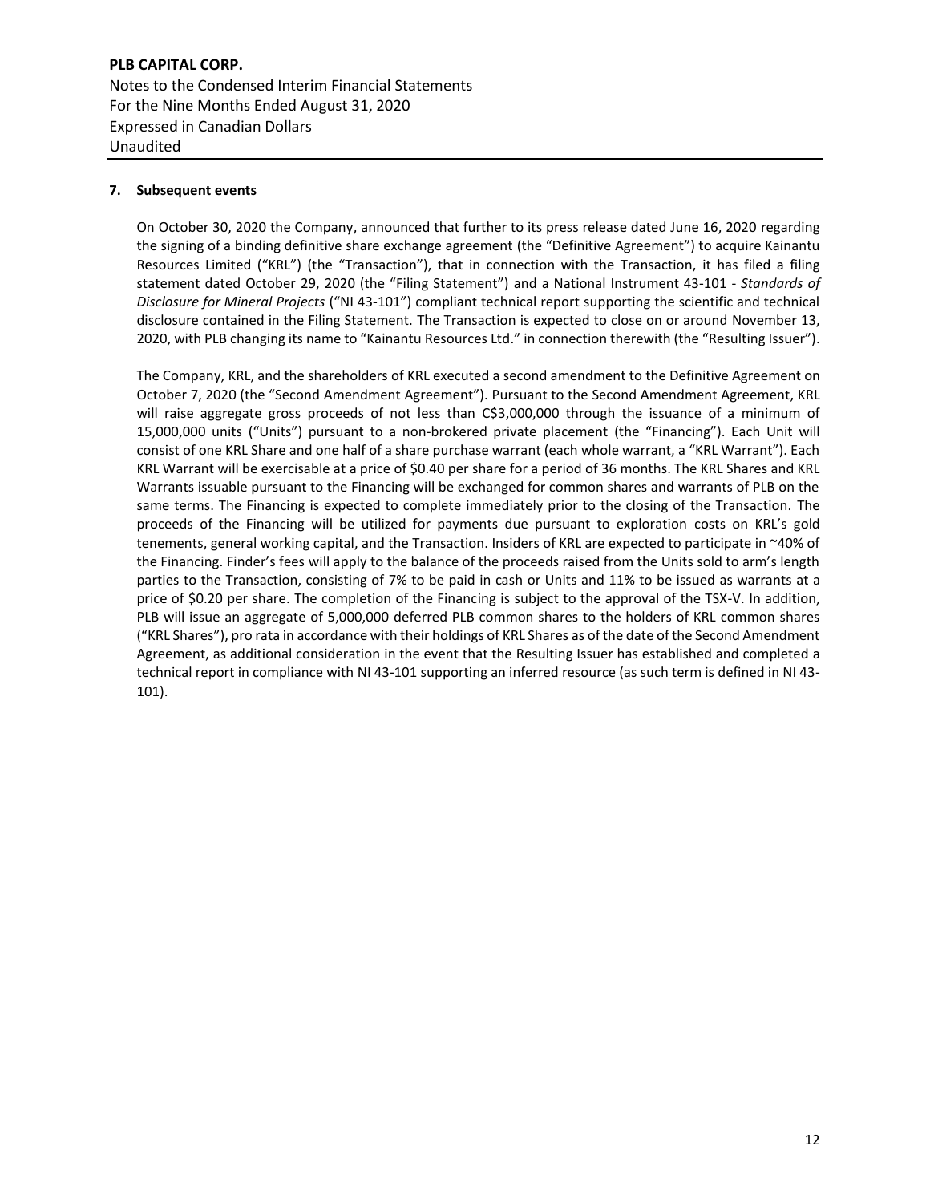## 7. Subsequent events

On October 30, 2020 the Company, announced that further to its press release dated June 16, 2020 regarding the signing of a binding definitive share exchange agreement (the "Definitive Agreement") to acquire Kainantu Resources Limited ("KRL") (the "Transaction"), that in connection with the Transaction, it has filed a filing statement dated October 29, 2020 (the "Filing Statement") and a National Instrument 43-101 - *Standards of Disclosure for Mineral Projects* ("NI 43-101") compliant technical report supporting the scientific and technical disclosure contained in the Filing Statement. The Transaction is expected to close on or around November 13, 2020, with PLB changing its name to "Kainantu Resources Ltd." in connection therewith (the "Resulting Issuer").

The Company, KRL, and the shareholders of KRL executed a second amendment to the Definitive Agreement on October 7, 2020 (the "Second Amendment Agreement"). Pursuant to the Second Amendment Agreement, KRL will raise aggregate gross proceeds of not less than C$3,000,000 through the issuance of a minimum of 15,000,000 units ("Units") pursuant to a non-brokered private placement (the "Financing"). Each Unit will consist of one KRL Share and one half of a share purchase warrant (each whole warrant, a "KRL Warrant"). Each KRL Warrant will be exercisable at a price of $0.40 per share for a period of 36 months. The KRL Shares and KRL Warrants issuable pursuant to the Financing will be exchanged for common shares and warrants of PLB on the same terms. The Financing is expected to complete immediately prior to the closing of the Transaction. The proceeds of the Financing will be utilized for payments due pursuant to exploration costs on KRL's gold tenements, general working capital, and the Transaction. Insiders of KRL are expected to participate in ~40% of the Financing. Finder's fees will apply to the balance of the proceeds raised from the Units sold to arm's length parties to the Transaction, consisting of 7% to be paid in cash or Units and 11% to be issued as warrants at a price of $0.20 per share. The completion of the Financing is subject to the approval of the TSX-V. In addition, PLB will issue an aggregate of 5,000,000 deferred PLB common shares to the holders of KRL common shares ("KRL Shares"), pro rata in accordance with their holdings of KRL Shares as of the date of the Second Amendment Agreement, as additional consideration in the event that the Resulting Issuer has established and completed a technical report in compliance with NI 43-101 supporting an inferred resource (as such term is defined in NI 43-101).